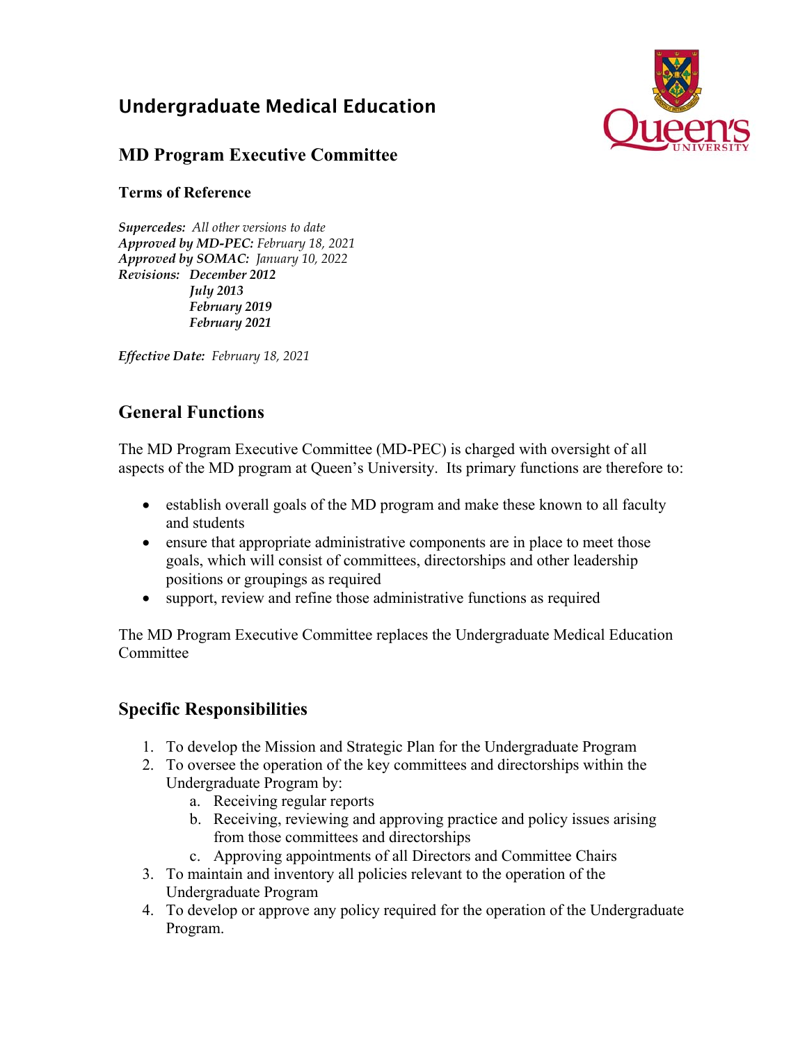# Undergraduate Medical Education

## MD Program Executive Committee

### Terms of Reference

***Supercedes:*** *All other versions to date*
***Approved by MD-PEC:*** *February 18, 2021*
***Approved by SOMAC:*** *January 10, 2022*
***Revisions:*** ***December 2012***
***July 2013***
***February 2019***
***February 2021***

***Effective Date:*** *February 18, 2021*

## General Functions

The MD Program Executive Committee (MD-PEC) is charged with oversight of all aspects of the MD program at Queen's University. Its primary functions are therefore to:

- establish overall goals of the MD program and make these known to all faculty and students
- ensure that appropriate administrative components are in place to meet those goals, which will consist of committees, directorships and other leadership positions or groupings as required
- support, review and refine those administrative functions as required

The MD Program Executive Committee replaces the Undergraduate Medical Education Committee

## Specific Responsibilities

1. To develop the Mission and Strategic Plan for the Undergraduate Program
2. To oversee the operation of the key committees and directorships within the Undergraduate Program by:
   a. Receiving regular reports
   b. Receiving, reviewing and approving practice and policy issues arising from those committees and directorships
   c. Approving appointments of all Directors and Committee Chairs
3. To maintain and inventory all policies relevant to the operation of the Undergraduate Program
4. To develop or approve any policy required for the operation of the Undergraduate Program.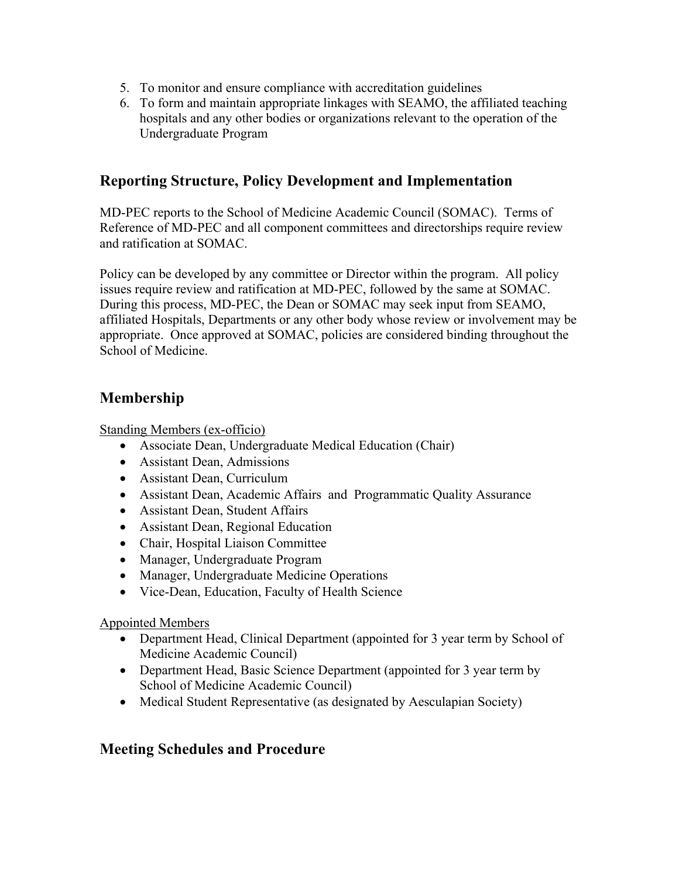5. To monitor and ensure compliance with accreditation guidelines
6. To form and maintain appropriate linkages with SEAMO, the affiliated teaching hospitals and any other bodies or organizations relevant to the operation of the Undergraduate Program

## Reporting Structure, Policy Development and Implementation

MD-PEC reports to the School of Medicine Academic Council (SOMAC). Terms of Reference of MD-PEC and all component committees and directorships require review and ratification at SOMAC.

Policy can be developed by any committee or Director within the program. All policy issues require review and ratification at MD-PEC, followed by the same at SOMAC. During this process, MD-PEC, the Dean or SOMAC may seek input from SEAMO, affiliated Hospitals, Departments or any other body whose review or involvement may be appropriate. Once approved at SOMAC, policies are considered binding throughout the School of Medicine.

## Membership

<u>Standing Members (ex-officio)</u>

- Associate Dean, Undergraduate Medical Education (Chair)
- Assistant Dean, Admissions
- Assistant Dean, Curriculum
- Assistant Dean, Academic Affairs and Programmatic Quality Assurance
- Assistant Dean, Student Affairs
- Assistant Dean, Regional Education
- Chair, Hospital Liaison Committee
- Manager, Undergraduate Program
- Manager, Undergraduate Medicine Operations
- Vice-Dean, Education, Faculty of Health Science

<u>Appointed Members</u>

- Department Head, Clinical Department (appointed for 3 year term by School of Medicine Academic Council)
- Department Head, Basic Science Department (appointed for 3 year term by School of Medicine Academic Council)
- Medical Student Representative (as designated by Aesculapian Society)

## Meeting Schedules and Procedure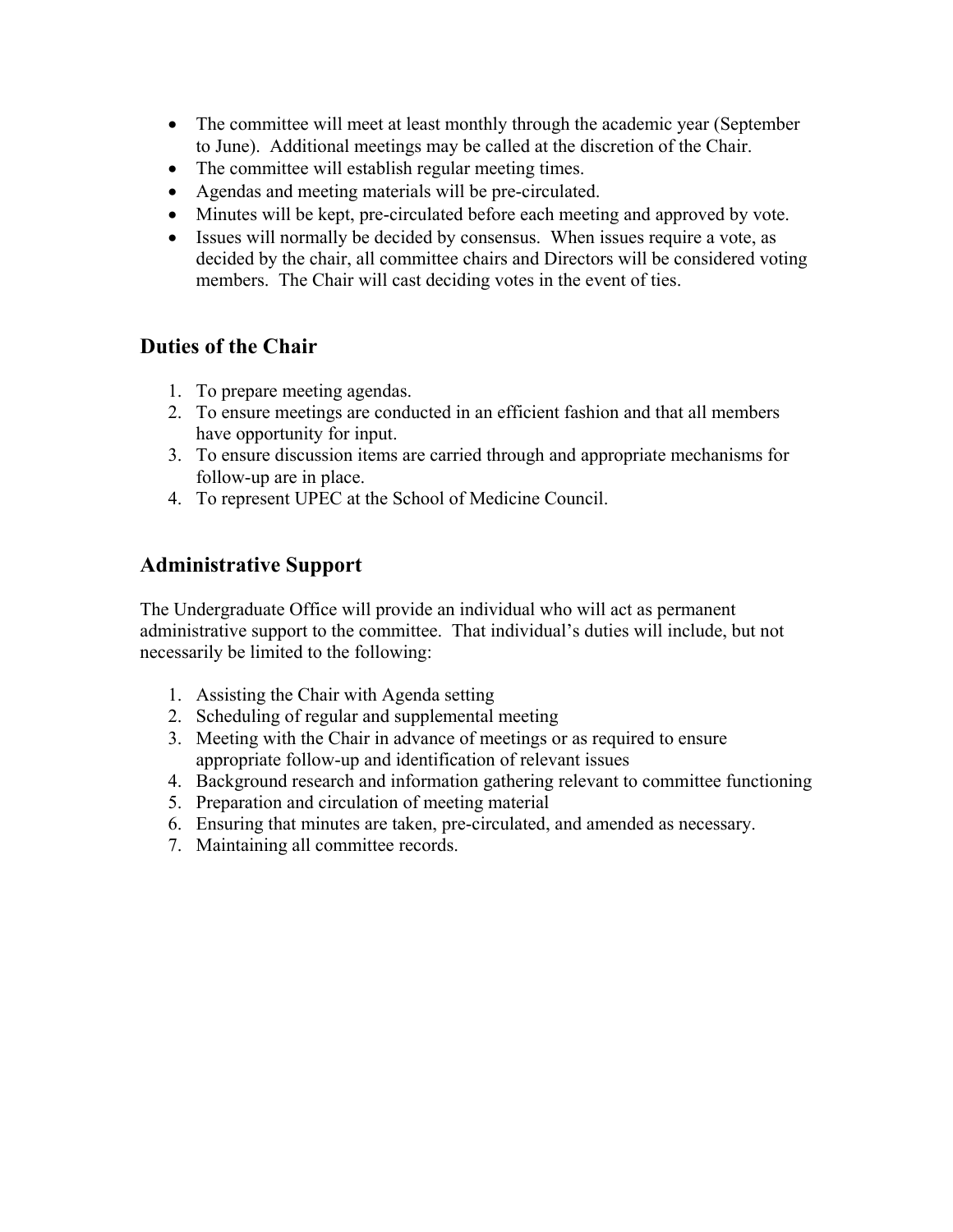- The committee will meet at least monthly through the academic year (September to June). Additional meetings may be called at the discretion of the Chair.
- The committee will establish regular meeting times.
- Agendas and meeting materials will be pre-circulated.
- Minutes will be kept, pre-circulated before each meeting and approved by vote.
- Issues will normally be decided by consensus. When issues require a vote, as decided by the chair, all committee chairs and Directors will be considered voting members. The Chair will cast deciding votes in the event of ties.

## Duties of the Chair

1. To prepare meeting agendas.
2. To ensure meetings are conducted in an efficient fashion and that all members have opportunity for input.
3. To ensure discussion items are carried through and appropriate mechanisms for follow-up are in place.
4. To represent UPEC at the School of Medicine Council.

## Administrative Support

The Undergraduate Office will provide an individual who will act as permanent administrative support to the committee. That individual's duties will include, but not necessarily be limited to the following:

1. Assisting the Chair with Agenda setting
2. Scheduling of regular and supplemental meeting
3. Meeting with the Chair in advance of meetings or as required to ensure appropriate follow-up and identification of relevant issues
4. Background research and information gathering relevant to committee functioning
5. Preparation and circulation of meeting material
6. Ensuring that minutes are taken, pre-circulated, and amended as necessary.
7. Maintaining all committee records.